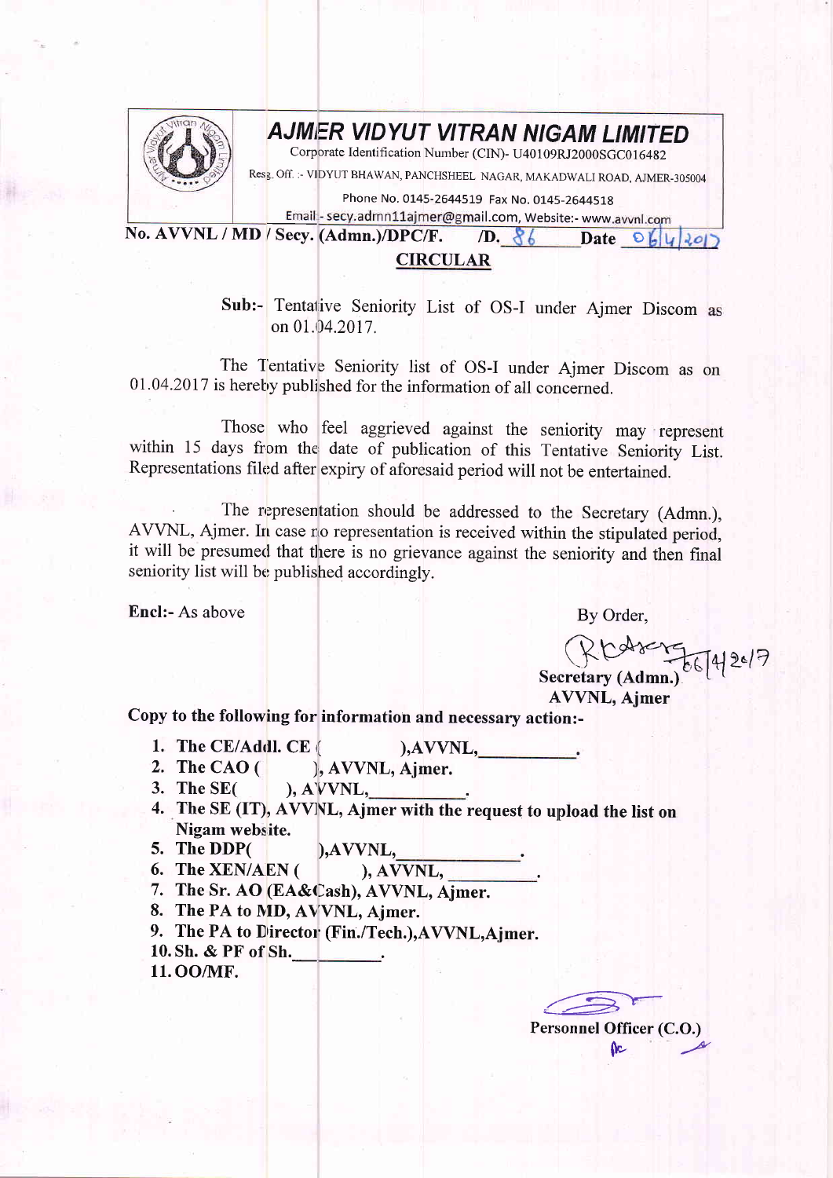# AJMER VIDYUT VITRAN NIGAM LIMITED

Corporate Identification Number (CIN)- U40109RJ2000SGC016482

Resg. Off. :- VIDYUT BHAWAN, PANCHSHEEL NAGAR, MAKADWALI ROAD, AJMER-305004

Phone No. 0145-2644519 Fax No. 0145-2644518

Email - secy.admn11ajmer@gmail.com, Website:- www.avvnl.com

**No. AVVNL / MD / Secy. (Admn.)/DPC/F. /D. 86 Date 06/4/2017**

## CIRCULAR

**Sub:-** Tentative Seniority List of OS-I under Ajmer Discom as on 01.04.2017.

The Tentative Seniority list of OS-I under Ajmer Discom as on 01.04.2017 is hereby published for the information of all concerned.

Those who feel aggrieved against the seniority may represent within 15 days from the date of publication of this Tentative Seniority List. Representations filed after expiry of aforesaid period will not be entertained.

The representation should be addressed to the Secretary (Admn.), AVVNL, Ajmer. In case no representation is received within the stipulated period, it will be presumed that there is no grievance against the seniority and then final seniority list will be published accordingly.

**Encl:-** As above

By Order,

06/4/2017

**Secretary (Admn.)**
**AVVNL, Ajmer**

**Copy to the following for information and necessary action:-**

1. **The CE/Addl. CE ( ),AVVNL,\_\_\_\_\_\_\_\_\_\_.**
2. **The CAO ( ), AVVNL, Ajmer.**
3. **The SE( ), AVVNL,\_\_\_\_\_\_\_\_\_\_.**
4. **The SE (IT), AVVNL, Ajmer with the request to upload the list on Nigam website.**
5. **The DDP( ),AVVNL,\_\_\_\_\_\_\_\_\_\_\_\_\_.**
6. **The XEN/AEN ( ), AVVNL, \_\_\_\_\_\_\_\_\_.**
7. **The Sr. AO (EA&Cash), AVVNL, Ajmer.**
8. **The PA to MD, AVVNL, Ajmer.**
9. **The PA to Director (Fin./Tech.),AVVNL,Ajmer.**
10. **Sh. & PF of Sh.\_\_\_\_\_\_\_\_\_.**
11. **OO/MF.**

**Personnel Officer (C.O.)**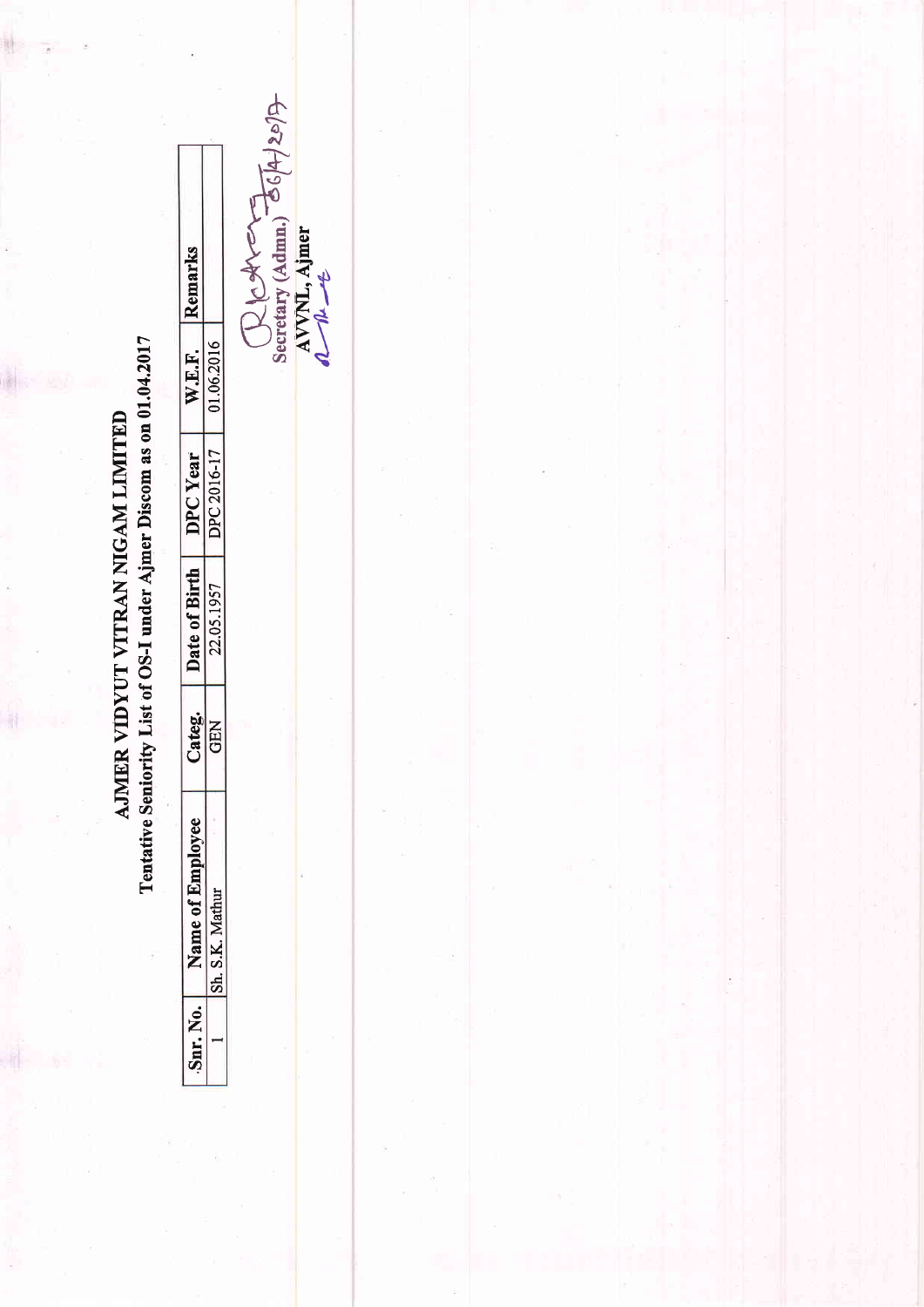# AJMER VIDYUT VITRAN NIGAM LIMITED

## Tentative Seniority List of OS-I under Ajmer Discom as on 01.04.2017

| Snr. No. | Name of Employee | Categ. | Date of Birth | DPC Year | W.E.F. | Remarks |
|---|---|---|---|---|---|---|
| 1 | Sh. S.K. Mathur | GEN | 22.05.1957 | DPC 2016-17 | 01.06.2016 | |

06/4/2017

Secretary (Admn.)
AVVNL, Ajmer